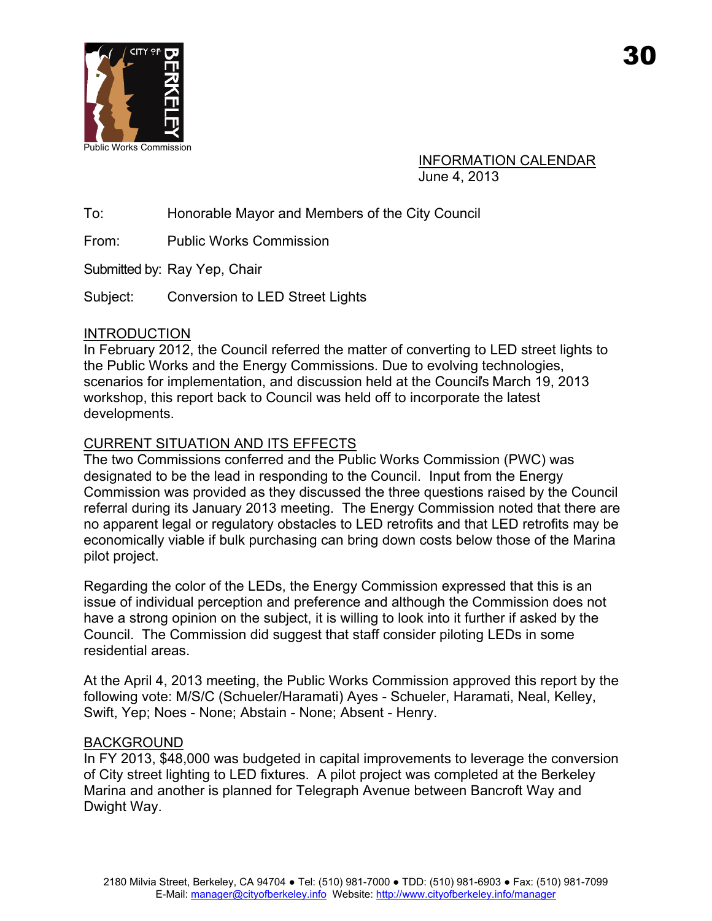Public Works Commission

INFORMATION CALENDAR
June 4, 2013

To: Honorable Mayor and Members of the City Council

From: Public Works Commission

Submitted by: Ray Yep, Chair

Subject: Conversion to LED Street Lights

## INTRODUCTION

In February 2012, the Council referred the matter of converting to LED street lights to the Public Works and the Energy Commissions. Due to evolving technologies, scenarios for implementation, and discussion held at the Council's March 19, 2013 workshop, this report back to Council was held off to incorporate the latest developments.

## CURRENT SITUATION AND ITS EFFECTS

The two Commissions conferred and the Public Works Commission (PWC) was designated to be the lead in responding to the Council. Input from the Energy Commission was provided as they discussed the three questions raised by the Council referral during its January 2013 meeting. The Energy Commission noted that there are no apparent legal or regulatory obstacles to LED retrofits and that LED retrofits may be economically viable if bulk purchasing can bring down costs below those of the Marina pilot project.

Regarding the color of the LEDs, the Energy Commission expressed that this is an issue of individual perception and preference and although the Commission does not have a strong opinion on the subject, it is willing to look into it further if asked by the Council. The Commission did suggest that staff consider piloting LEDs in some residential areas.

At the April 4, 2013 meeting, the Public Works Commission approved this report by the following vote: M/S/C (Schueler/Haramati) Ayes - Schueler, Haramati, Neal, Kelley, Swift, Yep; Noes - None; Abstain - None; Absent - Henry.

## BACKGROUND

In FY 2013, $48,000 was budgeted in capital improvements to leverage the conversion of City street lighting to LED fixtures. A pilot project was completed at the Berkeley Marina and another is planned for Telegraph Avenue between Bancroft Way and Dwight Way.

2180 Milvia Street, Berkeley, CA 94704 ● Tel: (510) 981-7000 ● TDD: (510) 981-6903 ● Fax: (510) 981-7099
E-Mail: manager@cityofberkeley.info Website: http://www.cityofberkeley.info/manager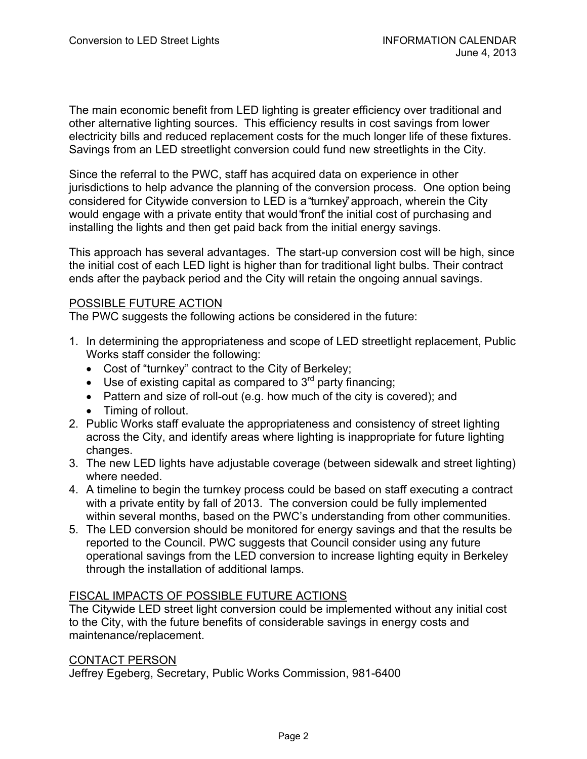The main economic benefit from LED lighting is greater efficiency over traditional and other alternative lighting sources. This efficiency results in cost savings from lower electricity bills and reduced replacement costs for the much longer life of these fixtures. Savings from an LED streetlight conversion could fund new streetlights in the City.

Since the referral to the PWC, staff has acquired data on experience in other jurisdictions to help advance the planning of the conversion process. One option being considered for Citywide conversion to LED is a "turnkey" approach, wherein the City would engage with a private entity that would "front" the initial cost of purchasing and installing the lights and then get paid back from the initial energy savings.

This approach has several advantages. The start-up conversion cost will be high, since the initial cost of each LED light is higher than for traditional light bulbs. Their contract ends after the payback period and the City will retain the ongoing annual savings.

## POSSIBLE FUTURE ACTION

The PWC suggests the following actions be considered in the future:

1. In determining the appropriateness and scope of LED streetlight replacement, Public Works staff consider the following:
   - Cost of "turnkey" contract to the City of Berkeley;
   - Use of existing capital as compared to 3rd party financing;
   - Pattern and size of roll-out (e.g. how much of the city is covered); and
   - Timing of rollout.
2. Public Works staff evaluate the appropriateness and consistency of street lighting across the City, and identify areas where lighting is inappropriate for future lighting changes.
3. The new LED lights have adjustable coverage (between sidewalk and street lighting) where needed.
4. A timeline to begin the turnkey process could be based on staff executing a contract with a private entity by fall of 2013. The conversion could be fully implemented within several months, based on the PWC's understanding from other communities.
5. The LED conversion should be monitored for energy savings and that the results be reported to the Council. PWC suggests that Council consider using any future operational savings from the LED conversion to increase lighting equity in Berkeley through the installation of additional lamps.

## FISCAL IMPACTS OF POSSIBLE FUTURE ACTIONS

The Citywide LED street light conversion could be implemented without any initial cost to the City, with the future benefits of considerable savings in energy costs and maintenance/replacement.

## CONTACT PERSON

Jeffrey Egeberg, Secretary, Public Works Commission, 981-6400